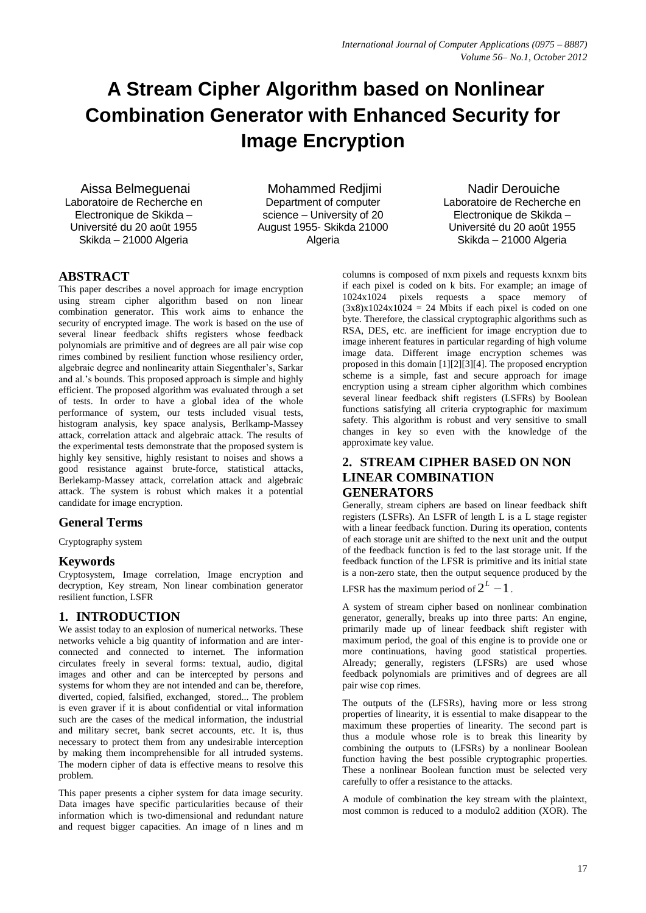# A Stream Cipher Algorithm based on Nonlinear Combination Generator with Enhanced Security for Image Encryption

Aissa Belmeguenai
Laboratoire de Recherche en Electronique de Skikda – Université du 20 août 1955 Skikda – 21000 Algeria

Mohammed Redjimi
Department of computer science – University of 20 August 1955- Skikda 21000 Algeria

Nadir Derouiche
Laboratoire de Recherche en Electronique de Skikda – Université du 20 août 1955 Skikda – 21000 Algeria

## ABSTRACT

This paper describes a novel approach for image encryption using stream cipher algorithm based on non linear combination generator. This work aims to enhance the security of encrypted image. The work is based on the use of several linear feedback shifts registers whose feedback polynomials are primitive and of degrees are all pair wise cop rimes combined by resilient function whose resiliency order, algebraic degree and nonlinearity attain Siegenthaler's, Sarkar and al.'s bounds. This proposed approach is simple and highly efficient. The proposed algorithm was evaluated through a set of tests. In order to have a global idea of the whole performance of system, our tests included visual tests, histogram analysis, key space analysis, Berlkamp-Massey attack, correlation attack and algebraic attack. The results of the experimental tests demonstrate that the proposed system is highly key sensitive, highly resistant to noises and shows a good resistance against brute-force, statistical attacks, Berlekamp-Massey attack, correlation attack and algebraic attack. The system is robust which makes it a potential candidate for image encryption.

## General Terms

Cryptography system

## Keywords

Cryptosystem, Image correlation, Image encryption and decryption, Key stream, Non linear combination generator resilient function, LSFR

## 1. INTRODUCTION

We assist today to an explosion of numerical networks. These networks vehicle a big quantity of information and are inter-connected and connected to internet. The information circulates freely in several forms: textual, audio, digital images and other and can be intercepted by persons and systems for whom they are not intended and can be, therefore, diverted, copied, falsified, exchanged, stored... The problem is even graver if it is about confidential or vital information such are the cases of the medical information, the industrial and military secret, bank secret accounts, etc. It is, thus necessary to protect them from any undesirable interception by making them incomprehensible for all intruded systems. The modern cipher of data is effective means to resolve this problem.

This paper presents a cipher system for data image security. Data images have specific particularities because of their information which is two-dimensional and redundant nature and request bigger capacities. An image of n lines and m columns is composed of nxm pixels and requests kxnxm bits if each pixel is coded on k bits. For example; an image of 1024x1024 pixels requests a space memory of $(3\text{x}8)\text{x}1024\text{x}1024 = 24$ Mbits if each pixel is coded on one byte. Therefore, the classical cryptographic algorithms such as RSA, DES, etc. are inefficient for image encryption due to image inherent features in particular regarding of high volume image data. Different image encryption schemes was proposed in this domain [1][2][3][4]. The proposed encryption scheme is a simple, fast and secure approach for image encryption using a stream cipher algorithm which combines several linear feedback shift registers (LSFRs) by Boolean functions satisfying all criteria cryptographic for maximum safety. This algorithm is robust and very sensitive to small changes in key so even with the knowledge of the approximate key value.

## 2. STREAM CIPHER BASED ON NON LINEAR COMBINATION GENERATORS

Generally, stream ciphers are based on linear feedback shift registers (LSFRs). An LSFR of length L is a L stage register with a linear feedback function. During its operation, contents of each storage unit are shifted to the next unit and the output of the feedback function is fed to the last storage unit. If the feedback function of the LFSR is primitive and its initial state is a non-zero state, then the output sequence produced by the LFSR has the maximum period of $2^L - 1$.

A system of stream cipher based on nonlinear combination generator, generally, breaks up into three parts: An engine, primarily made up of linear feedback shift register with maximum period, the goal of this engine is to provide one or more continuations, having good statistical properties. Already; generally, registers (LFSRs) are used whose feedback polynomials are primitives and of degrees are all pair wise cop rimes.

The outputs of the (LFSRs), having more or less strong properties of linearity, it is essential to make disappear to the maximum these properties of linearity. The second part is thus a module whose role is to break this linearity by combining the outputs to (LFSRs) by a nonlinear Boolean function having the best possible cryptographic properties. These a nonlinear Boolean function must be selected very carefully to offer a resistance to the attacks.

A module of combination the key stream with the plaintext, most common is reduced to a modulo2 addition (XOR). The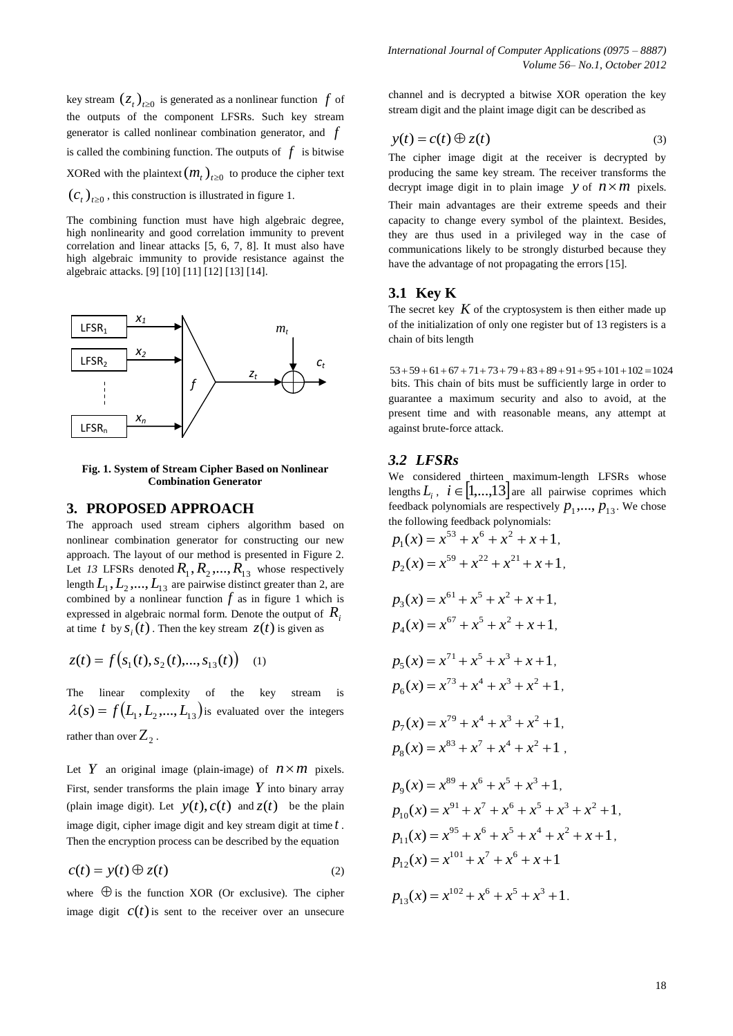key stream $(z_t)_{t\geq 0}$ is generated as a nonlinear function $f$ of the outputs of the component LFSRs. Such key stream generator is called nonlinear combination generator, and $f$ is called the combining function. The outputs of $f$ is bitwise XORed with the plaintext $(m_t)_{t\geq 0}$ to produce the cipher text $(c_t)_{t\geq 0}$, this construction is illustrated in figure 1.

The combining function must have high algebraic degree, high nonlinearity and good correlation immunity to prevent correlation and linear attacks [5, 6, 7, 8]. It must also have high algebraic immunity to provide resistance against the algebraic attacks. [9] [10] [11] [12] [13] [14].

**Fig. 1. System of Stream Cipher Based on Nonlinear Combination Generator**

## 3. PROPOSED APPROACH

The approach used stream ciphers algorithm based on nonlinear combination generator for constructing our new approach. The layout of our method is presented in Figure 2. Let *13* LFSRs denoted $R_1, R_2, ..., R_{13}$ whose respectively length $L_1, L_2, ..., L_{13}$ are pairwise distinct greater than 2, are combined by a nonlinear function $f$ as in figure 1 which is expressed in algebraic normal form. Denote the output of $R_i$ at time $t$ by $s_i(t)$. Then the key stream $z(t)$ is given as

$$z(t) = f(s_1(t), s_2(t), ..., s_{13}(t)) \quad (1)$$

The linear complexity of the key stream is $\lambda(s) = f(L_1, L_2, ..., L_{13})$ is evaluated over the integers rather than over $Z_2$.

Let $Y$ an original image (plain-image) of $n \times m$ pixels. First, sender transforms the plain image $Y$ into binary array (plain image digit). Let $y(t), c(t)$ and $z(t)$ be the plain image digit, cipher image digit and key stream digit at time $t$. Then the encryption process can be described by the equation

$$c(t) = y(t) \oplus z(t) \quad (2)$$

where $\oplus$ is the function XOR (Or exclusive). The cipher image digit $c(t)$ is sent to the receiver over an unsecure channel and is decrypted a bitwise XOR operation the key stream digit and the plaint image digit can be described as

$$y(t) = c(t) \oplus z(t) \quad (3)$$

The cipher image digit at the receiver is decrypted by producing the same key stream. The receiver transforms the decrypt image digit in to plain image $y$ of $n \times m$ pixels. Their main advantages are their extreme speeds and their capacity to change every symbol of the plaintext. Besides, they are thus used in a privileged way in the case of communications likely to be strongly disturbed because they have the advantage of not propagating the errors [15].

### 3.1 Key K

The secret key $K$ of the cryptosystem is then either made up of the initialization of only one register but of 13 registers is a chain of bits length

$53+59+61+67+71+73+79+83+89+91+95+101+102=1024$ bits. This chain of bits must be sufficiently large in order to guarantee a maximum security and also to avoid, at the present time and with reasonable means, any attempt at against brute-force attack.

### *3.2 LFSRs*

We considered thirteen maximum-length LFSRs whose lengths $L_i$, $i \in [1,...,13]$ are all pairwise coprimes which feedback polynomials are respectively $p_1, ..., p_{13}$. We chose the following feedback polynomials:

$$p_1(x) = x^{53} + x^6 + x^2 + x + 1,$$

$$p_2(x) = x^{59} + x^{22} + x^{21} + x + 1,$$

$$p_3(x) = x^{61} + x^5 + x^2 + x + 1,$$

$$p_4(x) = x^{67} + x^5 + x^2 + x + 1,$$

$$p_5(x) = x^{71} + x^5 + x^3 + x + 1,$$

$$p_6(x) = x^{73} + x^4 + x^3 + x^2 + 1,$$

$$p_7(x) = x^{79} + x^4 + x^3 + x^2 + 1,$$

$$p_8(x) = x^{83} + x^7 + x^4 + x^2 + 1,$$

$$p_9(x) = x^{89} + x^6 + x^5 + x^3 + 1,$$

$$p_{10}(x) = x^{91} + x^7 + x^6 + x^5 + x^3 + x^2 + 1,$$

$$p_{11}(x) = x^{95} + x^6 + x^5 + x^4 + x^2 + x + 1,$$

$$p_{12}(x) = x^{101} + x^7 + x^6 + x + 1$$

$$p_{13}(x) = x^{102} + x^6 + x^5 + x^3 + 1.$$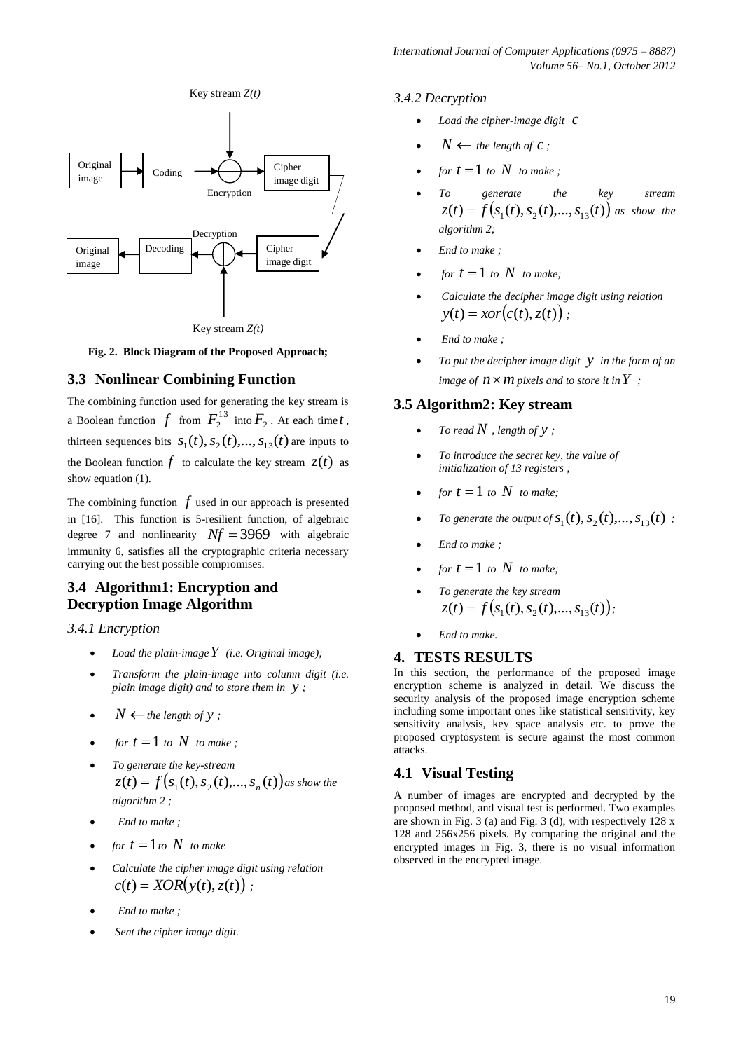Fig. 2. Block Diagram of the Proposed Approach;

## 3.3 Nonlinear Combining Function

The combining function used for generating the key stream is a Boolean function $f$ from $F_2^{13}$ into $F_2$. At each time $t$, thirteen sequences bits $s_1(t), s_2(t),..., s_{13}(t)$ are inputs to the Boolean function $f$ to calculate the key stream $z(t)$ as show equation (1).

The combining function $f$ used in our approach is presented in [16]. This function is 5-resilient function, of algebraic degree 7 and nonlinearity $Nf = 3969$ with algebraic immunity 6, satisfies all the cryptographic criteria necessary carrying out the best possible compromises.

## 3.4 Algorithm1: Encryption and Decryption Image Algorithm

### 3.4.1 Encryption

- *Load the plain-image $Y$ (i.e. Original image);*
- *Transform the plain-image into column digit (i.e. plain image digit) and to store them in $y$ ;*
- $N \leftarrow$ *the length of $y$ ;*
- *for $t = 1$ to $N$ to make ;*
- *To generate the key-stream $z(t) = f(s_1(t), s_2(t),..., s_n(t))$ as show the algorithm 2 ;*
- *End to make ;*
- *for $t = 1$ to $N$ to make*
- *Calculate the cipher image digit using relation $c(t) = XOR(y(t), z(t))$ ;*
- *End to make ;*
- *Sent the cipher image digit.*

### 3.4.2 Decryption

- *Load the cipher-image digit $c$*
- $N \leftarrow$ *the length of $c$ ;*
- *for $t = 1$ to $N$ to make ;*
- *To generate the key stream $z(t) = f(s_1(t), s_2(t),..., s_{13}(t))$ as show the algorithm 2;*
- *End to make ;*
- *for $t = 1$ to $N$ to make;*
- *Calculate the decipher image digit using relation $y(t) = xor(c(t), z(t))$ ;*
- *End to make ;*
- *To put the decipher image digit $y$ in the form of an image of $n \times m$ pixels and to store it in $Y$ ;*

## 3.5 Algorithm2: Key stream

- *To read $N$ , length of $y$ ;*
- *To introduce the secret key, the value of initialization of 13 registers ;*
- *for $t = 1$ to $N$ to make;*
- *To generate the output of $s_1(t), s_2(t),..., s_{13}(t)$ ;*
- *End to make ;*
- *for $t = 1$ to $N$ to make;*
- *To generate the key stream $z(t) = f(s_1(t), s_2(t),..., s_{13}(t))$;*
- *End to make.*

# 4. TESTS RESULTS

In this section, the performance of the proposed image encryption scheme is analyzed in detail. We discuss the security analysis of the proposed image encryption scheme including some important ones like statistical sensitivity, key sensitivity analysis, key space analysis etc. to prove the proposed cryptosystem is secure against the most common attacks.

## 4.1 Visual Testing

A number of images are encrypted and decrypted by the proposed method, and visual test is performed. Two examples are shown in Fig. 3 (a) and Fig. 3 (d), with respectively 128 x 128 and 256x256 pixels. By comparing the original and the encrypted images in Fig. 3, there is no visual information observed in the encrypted image.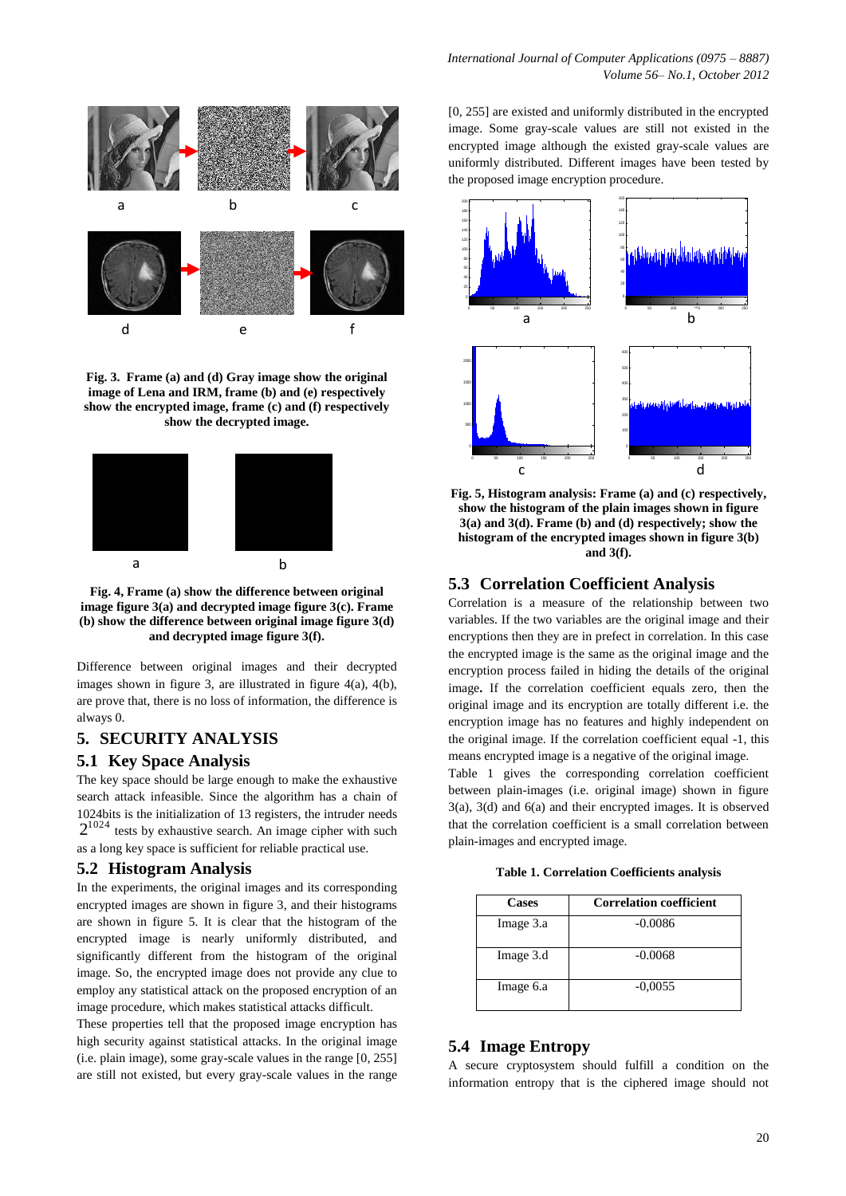**Fig. 3. Frame (a) and (d) Gray image show the original image of Lena and IRM, frame (b) and (e) respectively show the encrypted image, frame (c) and (f) respectively show the decrypted image.**

**Fig. 4, Frame (a) show the difference between original image figure 3(a) and decrypted image figure 3(c). Frame (b) show the difference between original image figure 3(d) and decrypted image figure 3(f).**

Difference between original images and their decrypted images shown in figure 3, are illustrated in figure 4(a), 4(b), are prove that, there is no loss of information, the difference is always 0.

## 5. SECURITY ANALYSIS

### 5.1 Key Space Analysis

The key space should be large enough to make the exhaustive search attack infeasible. Since the algorithm has a chain of 1024bits is the initialization of 13 registers, the intruder needs $2^{1024}$ tests by exhaustive search. An image cipher with such as a long key space is sufficient for reliable practical use.

### 5.2 Histogram Analysis

In the experiments, the original images and its corresponding encrypted images are shown in figure 3, and their histograms are shown in figure 5. It is clear that the histogram of the encrypted image is nearly uniformly distributed, and significantly different from the histogram of the original image. So, the encrypted image does not provide any clue to employ any statistical attack on the proposed encryption of an image procedure, which makes statistical attacks difficult.

These properties tell that the proposed image encryption has high security against statistical attacks. In the original image (i.e. plain image), some gray-scale values in the range [0, 255] are still not existed, but every gray-scale values in the range [0, 255] are existed and uniformly distributed in the encrypted image. Some gray-scale values are still not existed in the encrypted image although the existed gray-scale values are uniformly distributed. Different images have been tested by the proposed image encryption procedure.

**Fig. 5, Histogram analysis: Frame (a) and (c) respectively, show the histogram of the plain images shown in figure 3(a) and 3(d). Frame (b) and (d) respectively; show the histogram of the encrypted images shown in figure 3(b) and 3(f).**

### 5.3 Correlation Coefficient Analysis

Correlation is a measure of the relationship between two variables. If the two variables are the original image and their encryptions then they are in prefect in correlation. In this case the encrypted image is the same as the original image and the encryption process failed in hiding the details of the original image**.** If the correlation coefficient equals zero, then the original image and its encryption are totally different i.e. the encryption image has no features and highly independent on the original image. If the correlation coefficient equal -1, this means encrypted image is a negative of the original image.

Table 1 gives the corresponding correlation coefficient between plain-images (i.e. original image) shown in figure 3(a), 3(d) and 6(a) and their encrypted images. It is observed that the correlation coefficient is a small correlation between plain-images and encrypted image.

**Table 1. Correlation Coefficients analysis**

| Cases | Correlation coefficient |
|---|---|
| Image 3.a | -0.0086 |
| Image 3.d | -0.0068 |
| Image 6.a | -0,0055 |

### 5.4 Image Entropy

A secure cryptosystem should fulfill a condition on the information entropy that is the ciphered image should not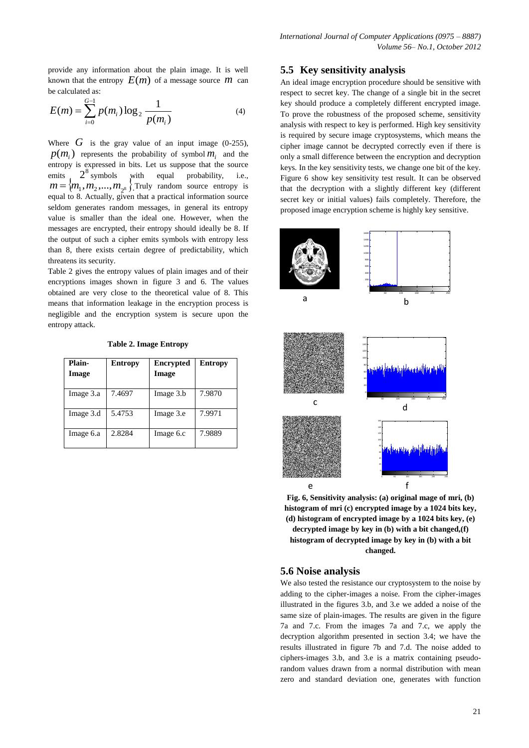provide any information about the plain image. It is well known that the entropy $E(m)$ of a message source $m$ can be calculated as:

$$E(m) = \sum_{i=0}^{G-1} p(m_i) \log_2 \frac{1}{p(m_i)} \qquad (4)$$

Where $G$ is the gray value of an input image (0-255), $p(m_i)$ represents the probability of symbol $m_i$ and the entropy is expressed in bits. Let us suppose that the source emits $2^8$ symbols with equal probability, i.e., $m = \{m_1, m_2, ..., m_{2^8}\}$. Truly random source entropy is equal to 8. Actually, given that a practical information source seldom generates random messages, in general its entropy value is smaller than the ideal one. However, when the messages are encrypted, their entropy should ideally be 8. If the output of such a cipher emits symbols with entropy less than 8, there exists certain degree of predictability, which threatens its security.

Table 2 gives the entropy values of plain images and of their encryptions images shown in figure 3 and 6. The values obtained are very close to the theoretical value of 8. This means that information leakage in the encryption process is negligible and the encryption system is secure upon the entropy attack.

**Table 2. Image Entropy**

| Plain-Image | Entropy | Encrypted Image | Entropy |
|---|---|---|---|
| Image 3.a | 7.4697 | Image 3.b | 7.9870 |
| Image 3.d | 5.4753 | Image 3.e | 7.9971 |
| Image 6.a | 2.8284 | Image 6.c | 7.9889 |

## 5.5 Key sensitivity analysis

An ideal image encryption procedure should be sensitive with respect to secret key. The change of a single bit in the secret key should produce a completely different encrypted image. To prove the robustness of the proposed scheme, sensitivity analysis with respect to key is performed. High key sensitivity is required by secure image cryptosystems, which means the cipher image cannot be decrypted correctly even if there is only a small difference between the encryption and decryption keys. In the key sensitivity tests, we change one bit of the key. Figure 6 show key sensitivity test result. It can be observed that the decryption with a slightly different key (different secret key or initial values) fails completely. Therefore, the proposed image encryption scheme is highly key sensitive.

**Fig. 6, Sensitivity analysis: (a) original mage of mri, (b) histogram of mri (c) encrypted image by a 1024 bits key, (d) histogram of encrypted image by a 1024 bits key, (e) decrypted image by key in (b) with a bit changed,(f) histogram of decrypted image by key in (b) with a bit changed.**

## 5.6 Noise analysis

We also tested the resistance our cryptosystem to the noise by adding to the cipher-images a noise. From the cipher-images illustrated in the figures 3.b, and 3.e we added a noise of the same size of plain-images. The results are given in the figure 7a and 7.c. From the images 7a and 7.c, we apply the decryption algorithm presented in section 3.4; we have the results illustrated in figure 7b and 7.d. The noise added to ciphers-images 3.b, and 3.e is a matrix containing pseudo-random values drawn from a normal distribution with mean zero and standard deviation one, generates with function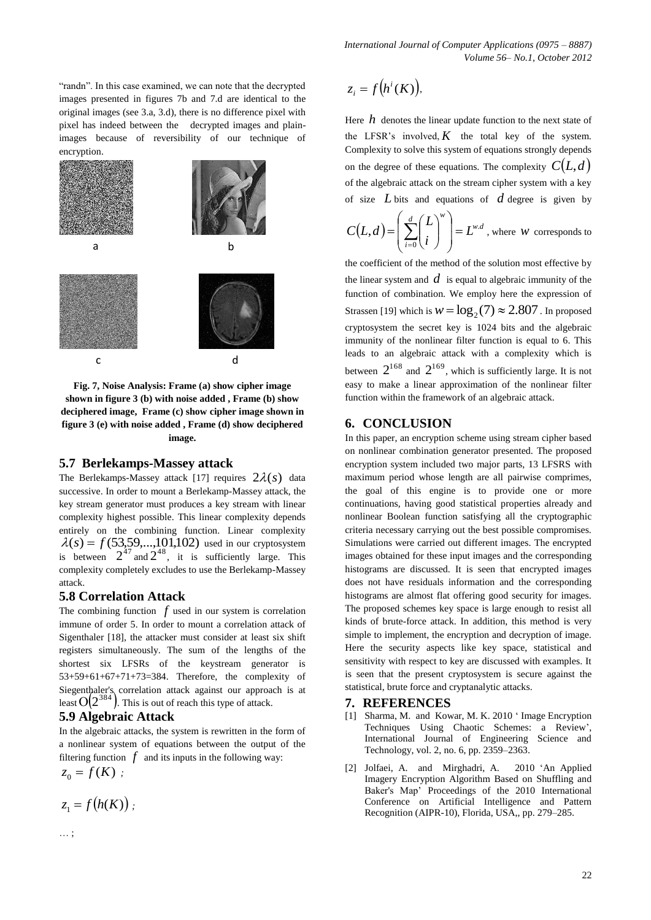"randn". In this case examined, we can note that the decrypted images presented in figures 7b and 7.d are identical to the original images (see 3.a, 3.d), there is no difference pixel with pixel has indeed between the decrypted images and plain-images because of reversibility of our technique of encryption.

a b

c d

**Fig. 7, Noise Analysis: Frame (a) show cipher image shown in figure 3 (b) with noise added , Frame (b) show deciphered image, Frame (c) show cipher image shown in figure 3 (e) with noise added , Frame (d) show deciphered image.**

### 5.7 Berlekamps-Massey attack

The Berlekamps-Massey attack [17] requires $2\lambda(s)$ data successive. In order to mount a Berlekamp-Massey attack, the key stream generator must produces a key stream with linear complexity highest possible. This linear complexity depends entirely on the combining function. Linear complexity $\lambda(s) = f(53,59,...,101,102)$ used in our cryptosystem is between $2^{47}$ and $2^{48}$, it is sufficiently large. This complexity completely excludes to use the Berlekamp-Massey attack.

### 5.8 Correlation Attack

The combining function $f$ used in our system is correlation immune of order 5. In order to mount a correlation attack of Sigenthaler [18], the attacker must consider at least six shift registers simultaneously. The sum of the lengths of the shortest six LFSRs of the keystream generator is 53+59+61+67+71+73=384. Therefore, the complexity of Siegenthaler's correlation attack against our approach is at least $O(2^{384})$. This is out of reach this type of attack.

### 5.9 Algebraic Attack

In the algebraic attacks, the system is rewritten in the form of a nonlinear system of equations between the output of the filtering function $f$ and its inputs in the following way:

$z_0 = f(K)$ ;

$z_1 = f(h(K))$ ;

… ;

$z_i = f(h^i(K))$,

Here $h$ denotes the linear update function to the next state of the LFSR's involved, $K$ the total key of the system. Complexity to solve this system of equations strongly depends on the degree of these equations. The complexity $C(L,d)$ of the algebraic attack on the stream cipher system with a key of size $L$ bits and equations of $d$ degree is given by $C(L,d) = \left(\sum_{i=0}^{d} \binom{L}{i}\right)^{w} = L^{w.d}$, where $w$ corresponds to the coefficient of the method of the solution most effective by the linear system and $d$ is equal to algebraic immunity of the function of combination. We employ here the expression of Strassen [19] which is $w = \log_2(7) \approx 2.807$. In proposed cryptosystem the secret key is 1024 bits and the algebraic immunity of the nonlinear filter function is equal to 6. This leads to an algebraic attack with a complexity which is between $2^{168}$ and $2^{169}$, which is sufficiently large. It is not easy to make a linear approximation of the nonlinear filter function within the framework of an algebraic attack.

## 6. CONCLUSION

In this paper, an encryption scheme using stream cipher based on nonlinear combination generator presented. The proposed encryption system included two major parts, 13 LFSRS with maximum period whose length are all pairwise comprimes, the goal of this engine is to provide one or more continuations, having good statistical properties already and nonlinear Boolean function satisfying all the cryptographic criteria necessary carrying out the best possible compromises. Simulations were carried out different images. The encrypted images obtained for these input images and the corresponding histograms are discussed. It is seen that encrypted images does not have residuals information and the corresponding histograms are almost flat offering good security for images. The proposed schemes key space is large enough to resist all kinds of brute-force attack. In addition, this method is very simple to implement, the encryption and decryption of image. Here the security aspects like key space, statistical and sensitivity with respect to key are discussed with examples. It is seen that the present cryptosystem is secure against the statistical, brute force and cryptanalytic attacks.

## 7. REFERENCES

[1] Sharma, M. and Kowar, M. K. 2010 ' Image Encryption Techniques Using Chaotic Schemes: a Review', International Journal of Engineering Science and Technology, vol. 2, no. 6, pp. 2359–2363.

[2] Jolfaei, A. and Mirghadri, A. 2010 'An Applied Imagery Encryption Algorithm Based on Shuffling and Baker's Map' Proceedings of the 2010 International Conference on Artificial Intelligence and Pattern Recognition (AIPR-10), Florida, USA,, pp. 279–285.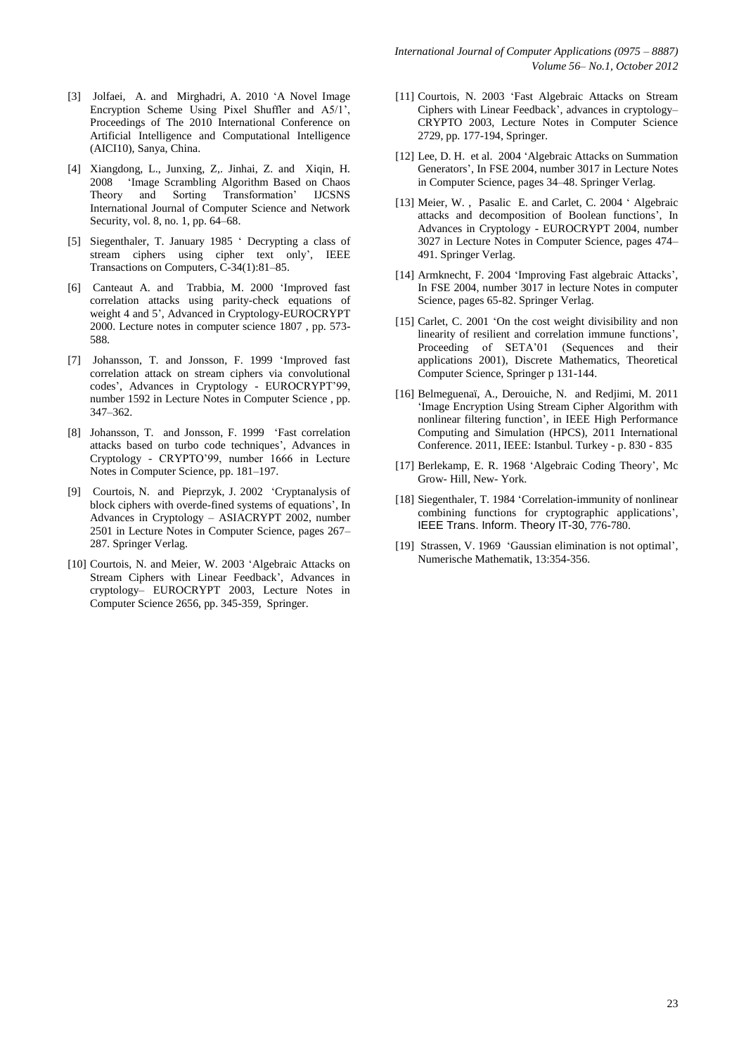[3] Jolfaei, A. and Mirghadri, A. 2010 'A Novel Image Encryption Scheme Using Pixel Shuffler and A5/1', Proceedings of The 2010 International Conference on Artificial Intelligence and Computational Intelligence (AICI10), Sanya, China.

[4] Xiangdong, L., Junxing, Z,. Jinhai, Z. and Xiqin, H. 2008 'Image Scrambling Algorithm Based on Chaos Theory and Sorting Transformation' IJCSNS International Journal of Computer Science and Network Security, vol. 8, no. 1, pp. 64–68.

[5] Siegenthaler, T. January 1985 ' Decrypting a class of stream ciphers using cipher text only', IEEE Transactions on Computers, C-34(1):81–85.

[6] Canteaut A. and Trabbia, M. 2000 'Improved fast correlation attacks using parity-check equations of weight 4 and 5', Advanced in Cryptology-EUROCRYPT 2000. Lecture notes in computer science 1807 , pp. 573-588.

[7] Johansson, T. and Jonsson, F. 1999 'Improved fast correlation attack on stream ciphers via convolutional codes', Advances in Cryptology - EUROCRYPT'99, number 1592 in Lecture Notes in Computer Science , pp. 347–362.

[8] Johansson, T. and Jonsson, F. 1999 'Fast correlation attacks based on turbo code techniques', Advances in Cryptology - CRYPTO'99, number 1666 in Lecture Notes in Computer Science, pp. 181–197.

[9] Courtois, N. and Pieprzyk, J. 2002 'Cryptanalysis of block ciphers with overde-fined systems of equations', In Advances in Cryptology – ASIACRYPT 2002, number 2501 in Lecture Notes in Computer Science, pages 267–287. Springer Verlag.

[10] Courtois, N. and Meier, W. 2003 'Algebraic Attacks on Stream Ciphers with Linear Feedback', Advances in cryptology– EUROCRYPT 2003, Lecture Notes in Computer Science 2656, pp. 345-359, Springer.

[11] Courtois, N. 2003 'Fast Algebraic Attacks on Stream Ciphers with Linear Feedback', advances in cryptology– CRYPTO 2003, Lecture Notes in Computer Science 2729, pp. 177-194, Springer.

[12] Lee, D. H. et al. 2004 'Algebraic Attacks on Summation Generators', In FSE 2004, number 3017 in Lecture Notes in Computer Science, pages 34–48. Springer Verlag.

[13] Meier, W. , Pasalic E. and Carlet, C. 2004 ' Algebraic attacks and decomposition of Boolean functions', In Advances in Cryptology - EUROCRYPT 2004, number 3027 in Lecture Notes in Computer Science, pages 474–491. Springer Verlag.

[14] Armknecht, F. 2004 'Improving Fast algebraic Attacks', In FSE 2004, number 3017 in lecture Notes in computer Science, pages 65-82. Springer Verlag.

[15] Carlet, C. 2001 'On the cost weight divisibility and non linearity of resilient and correlation immune functions', Proceeding of SETA'01 (Sequences and their applications 2001), Discrete Mathematics, Theoretical Computer Science, Springer p 131-144.

[16] Belmeguenaï, A., Derouiche, N. and Redjimi, M. 2011 'Image Encryption Using Stream Cipher Algorithm with nonlinear filtering function', in IEEE High Performance Computing and Simulation (HPCS), 2011 International Conference. 2011, IEEE: Istanbul. Turkey - p. 830 - 835

[17] Berlekamp, E. R. 1968 'Algebraic Coding Theory', Mc Grow- Hill, New- York.

[18] Siegenthaler, T. 1984 'Correlation-immunity of nonlinear combining functions for cryptographic applications', IEEE Trans. Inform. Theory IT-30, 776-780.

[19] Strassen, V. 1969 'Gaussian elimination is not optimal', Numerische Mathematik, 13:354-356.